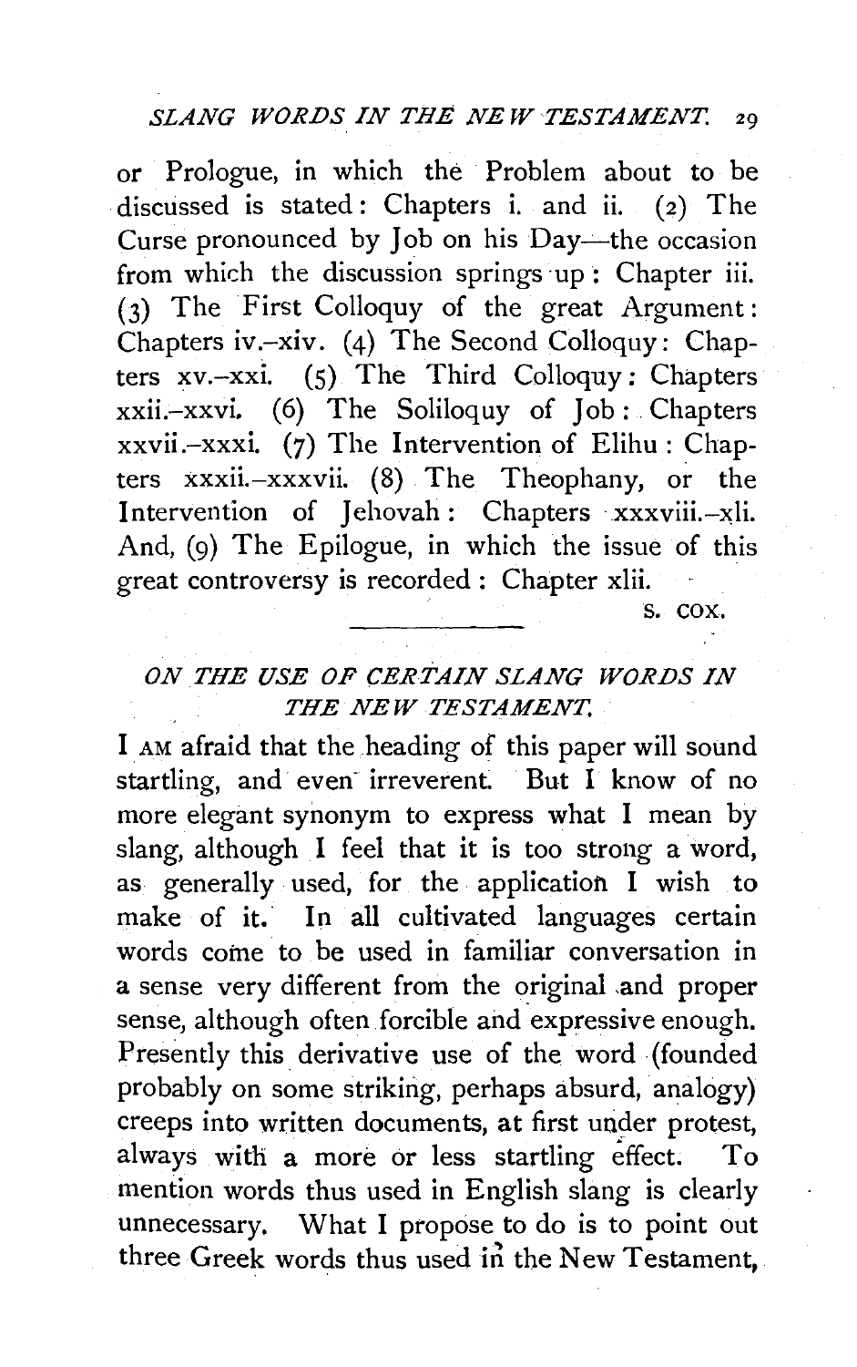or Prologue, in which the Problem about to be discussed is stated: Chapters i. and ii. (2) The Curse pronounced by Job on his Day—the occasion from which the discussion springs up: Chapter iii. (3) The First Colloquy of the great Argument: Chapters iv.–xiv. (4) The Second Colloquy: Chapters xv.–xxi. (5) The Third Colloquy: Chapters xxii.–xxvi. (6) The Soliloquy of Job: Chapters xxvii.–xxxi. (7) The Intervention of Elihu: Chapters xxxii.–xxxvii. (8) The Theophany, or the Intervention of Jehovah: Chapters xxxviii.–xli. And, (9) The Epilogue, in which the issue of this great controversy is recorded: Chapter xlii.

S. COX.

---

## *ON THE USE OF CERTAIN SLANG WORDS IN THE NEW TESTAMENT.*

I AM afraid that the heading of this paper will sound startling, and even irreverent. But I know of no more elegant synonym to express what I mean by slang, although I feel that it is too strong a word, as generally used, for the application I wish to make of it. In all cultivated languages certain words come to be used in familiar conversation in a sense very different from the original and proper sense, although often forcible and expressive enough. Presently this derivative use of the word (founded probably on some striking, perhaps absurd, analogy) creeps into written documents, at first under protest, always with a more or less startling effect. To mention words thus used in English slang is clearly unnecessary. What I propose to do is to point out three Greek words thus used in the New Testament,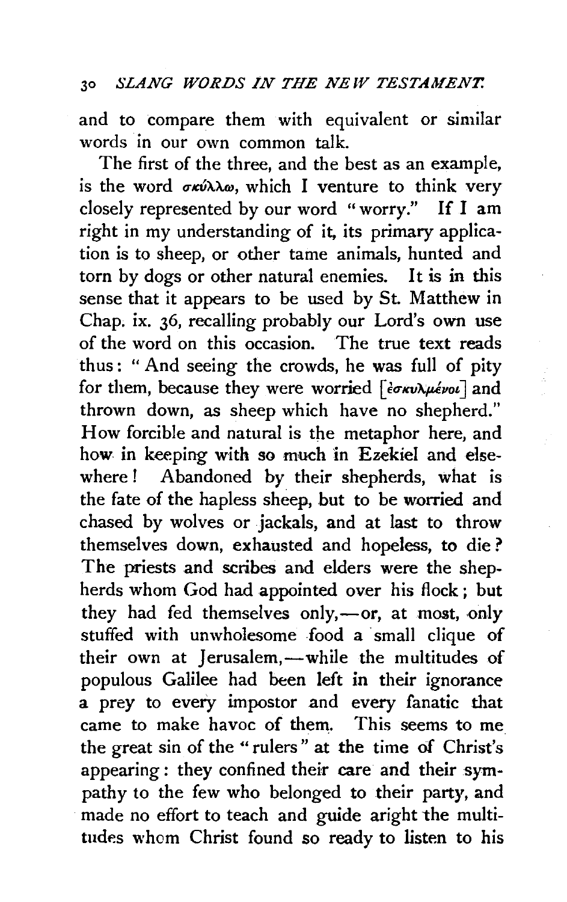and to compare them with equivalent or similar words in our own common talk.

The first of the three, and the best as an example, is the word σκύλλω, which I venture to think very closely represented by our word "worry." If I am right in my understanding of it, its primary application is to sheep, or other tame animals, hunted and torn by dogs or other natural enemies. It is in this sense that it appears to be used by St. Matthew in Chap. ix. 36, recalling probably our Lord's own use of the word on this occasion. The true text reads thus: "And seeing the crowds, he was full of pity for them, because they were worried [ἐσκυλμένοι] and thrown down, as sheep which have no shepherd." How forcible and natural is the metaphor here, and how in keeping with so much in Ezekiel and elsewhere! Abandoned by their shepherds, what is the fate of the hapless sheep, but to be worried and chased by wolves or jackals, and at last to throw themselves down, exhausted and hopeless, to die? The priests and scribes and elders were the shepherds whom God had appointed over his flock; but they had fed themselves only,—or, at most, only stuffed with unwholesome food a small clique of their own at Jerusalem,—while the multitudes of populous Galilee had been left in their ignorance a prey to every impostor and every fanatic that came to make havoc of them. This seems to me the great sin of the "rulers" at the time of Christ's appearing: they confined their care and their sympathy to the few who belonged to their party, and made no effort to teach and guide aright the multitudes whom Christ found so ready to listen to his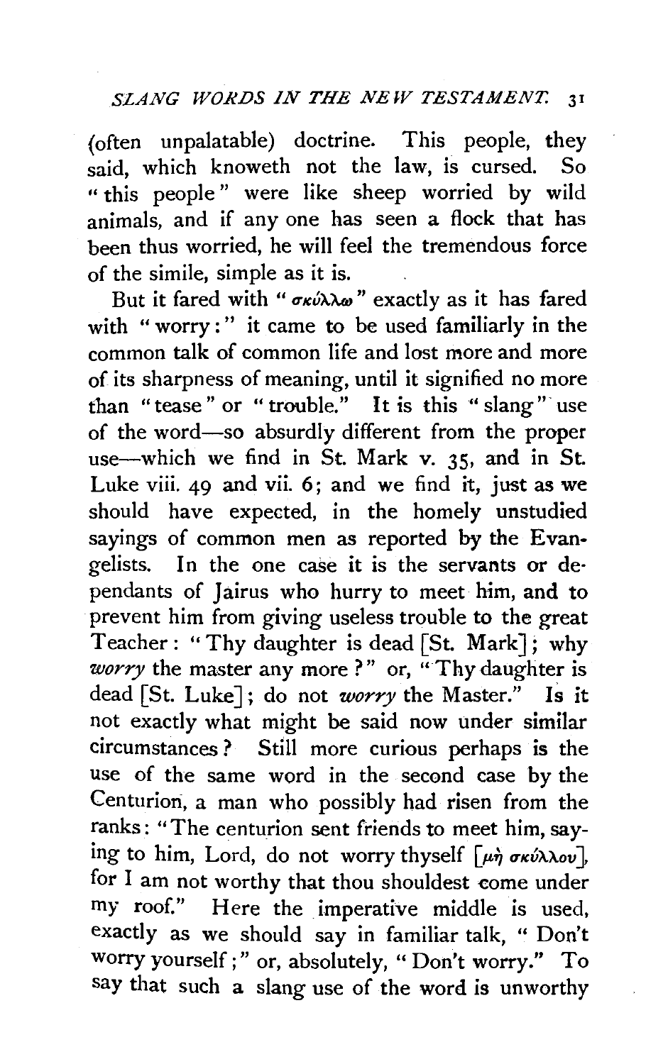(often unpalatable) doctrine. This people, they said, which knoweth not the law, is cursed. So "this people" were like sheep worried by wild animals, and if any one has seen a flock that has been thus worried, he will feel the tremendous force of the simile, simple as it is.

But it fared with "σκύλλω" exactly as it has fared with "worry:" it came to be used familiarly in the common talk of common life and lost more and more of its sharpness of meaning, until it signified no more than "tease" or "trouble." It is this "slang" use of the word—so absurdly different from the proper use—which we find in St. Mark v. 35, and in St. Luke viii. 49 and vii. 6; and we find it, just as we should have expected, in the homely unstudied sayings of common men as reported by the Evangelists. In the one case it is the servants or dependants of Jairus who hurry to meet him, and to prevent him from giving useless trouble to the great Teacher: "Thy daughter is dead [St. Mark]; why *worry* the master any more?" or, "Thy daughter is dead [St. Luke]; do not *worry* the Master." Is it not exactly what might be said now under similar circumstances? Still more curious perhaps is the use of the same word in the second case by the Centurion, a man who possibly had risen from the ranks: "The centurion sent friends to meet him, saying to him, Lord, do not worry thyself [μὴ σκύλλου], for I am not worthy that thou shouldest come under my roof." Here the imperative middle is used, exactly as we should say in familiar talk, "Don't worry yourself;" or, absolutely, "Don't worry." To say that such a slang use of the word is unworthy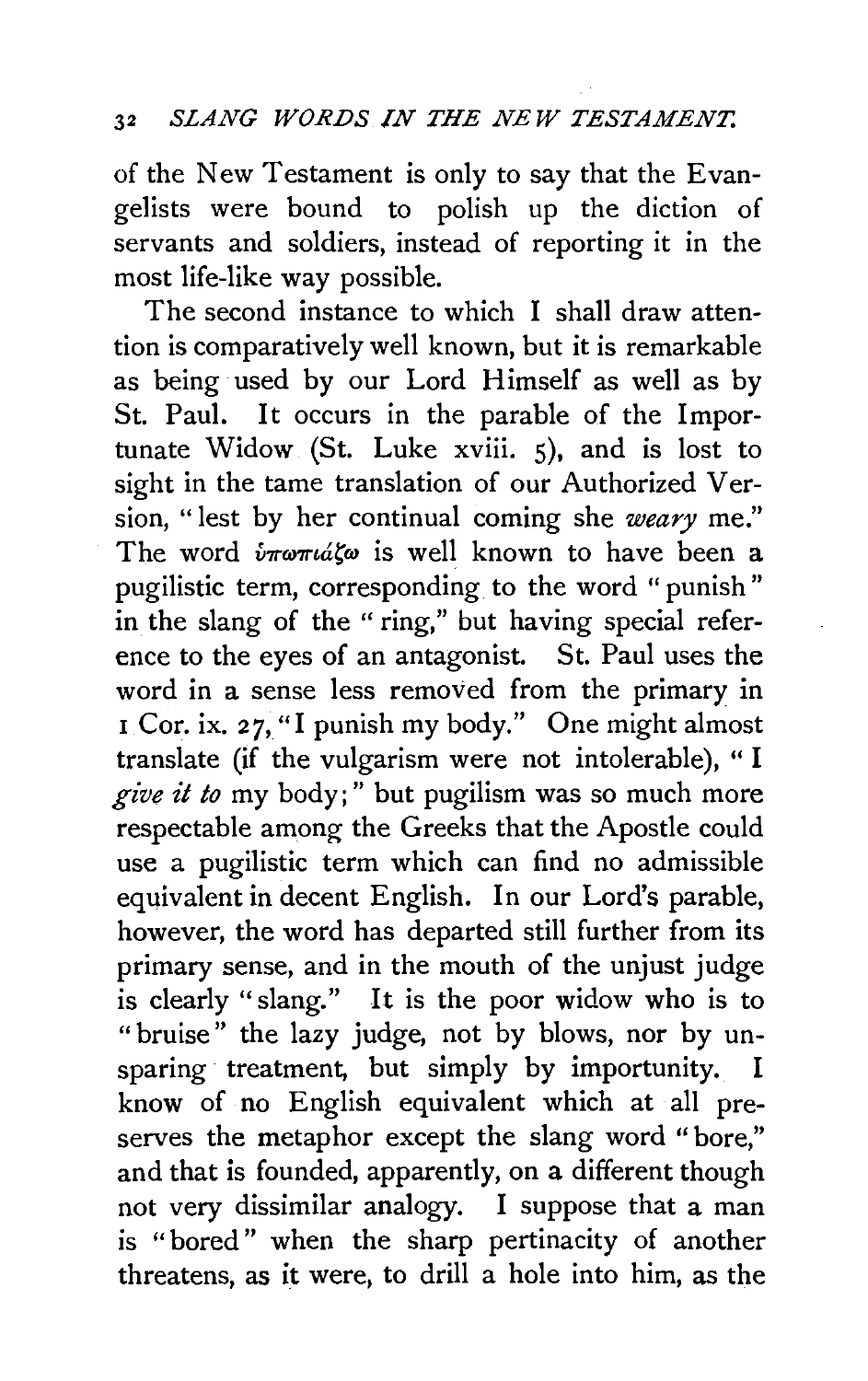of the New Testament is only to say that the Evangelists were bound to polish up the diction of servants and soldiers, instead of reporting it in the most life-like way possible.

The second instance to which I shall draw attention is comparatively well known, but it is remarkable as being used by our Lord Himself as well as by St. Paul. It occurs in the parable of the Importunate Widow (St. Luke xviii. 5), and is lost to sight in the tame translation of our Authorized Version, "lest by her continual coming she *weary* me." The word ὑπωπιάζω is well known to have been a pugilistic term, corresponding to the word "punish" in the slang of the "ring," but having special reference to the eyes of an antagonist. St. Paul uses the word in a sense less removed from the primary in 1 Cor. ix. 27, "I punish my body." One might almost translate (if the vulgarism were not intolerable), "I *give it to* my body;" but pugilism was so much more respectable among the Greeks that the Apostle could use a pugilistic term which can find no admissible equivalent in decent English. In our Lord's parable, however, the word has departed still further from its primary sense, and in the mouth of the unjust judge is clearly "slang." It is the poor widow who is to "bruise" the lazy judge, not by blows, nor by unsparing treatment, but simply by importunity. I know of no English equivalent which at all preserves the metaphor except the slang word "bore," and that is founded, apparently, on a different though not very dissimilar analogy. I suppose that a man is "bored" when the sharp pertinacity of another threatens, as it were, to drill a hole into him, as the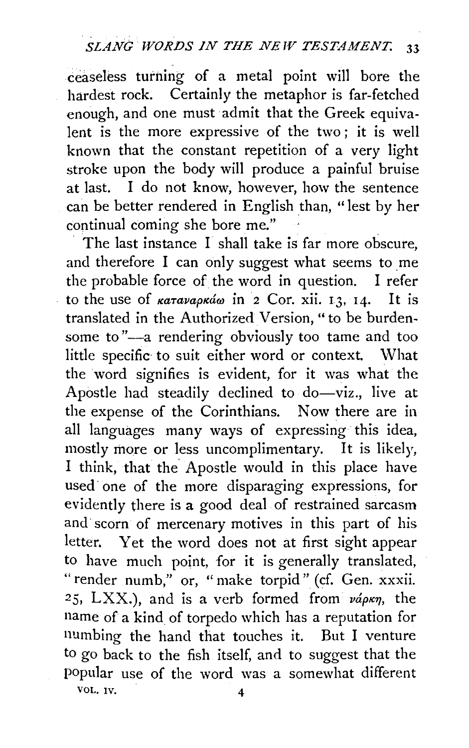ceaseless turning of a metal point will bore the hardest rock. Certainly the metaphor is far-fetched enough, and one must admit that the Greek equivalent is the more expressive of the two; it is well known that the constant repetition of a very light stroke upon the body will produce a painful bruise at last. I do not know, however, how the sentence can be better rendered in English than, "lest by her continual coming she bore me."

The last instance I shall take is far more obscure, and therefore I can only suggest what seems to me the probable force of the word in question. I refer to the use of *καταναρκάω* in 2 Cor. xii. 13, 14. It is translated in the Authorized Version, "to be burdensome to"—a rendering obviously too tame and too little specific to suit either word or context. What the word signifies is evident, for it was what the Apostle had steadily declined to do—viz., live at the expense of the Corinthians. Now there are in all languages many ways of expressing this idea, mostly more or less uncomplimentary. It is likely, I think, that the Apostle would in this place have used one of the more disparaging expressions, for evidently there is a good deal of restrained sarcasm and scorn of mercenary motives in this part of his letter. Yet the word does not at first sight appear to have much point, for it is generally translated, "render numb," or, "make torpid" (cf. Gen. xxxii. 25, LXX.), and is a verb formed from *νάρκη*, the name of a kind of torpedo which has a reputation for numbing the hand that touches it. But I venture to go back to the fish itself, and to suggest that the popular use of the word was a somewhat different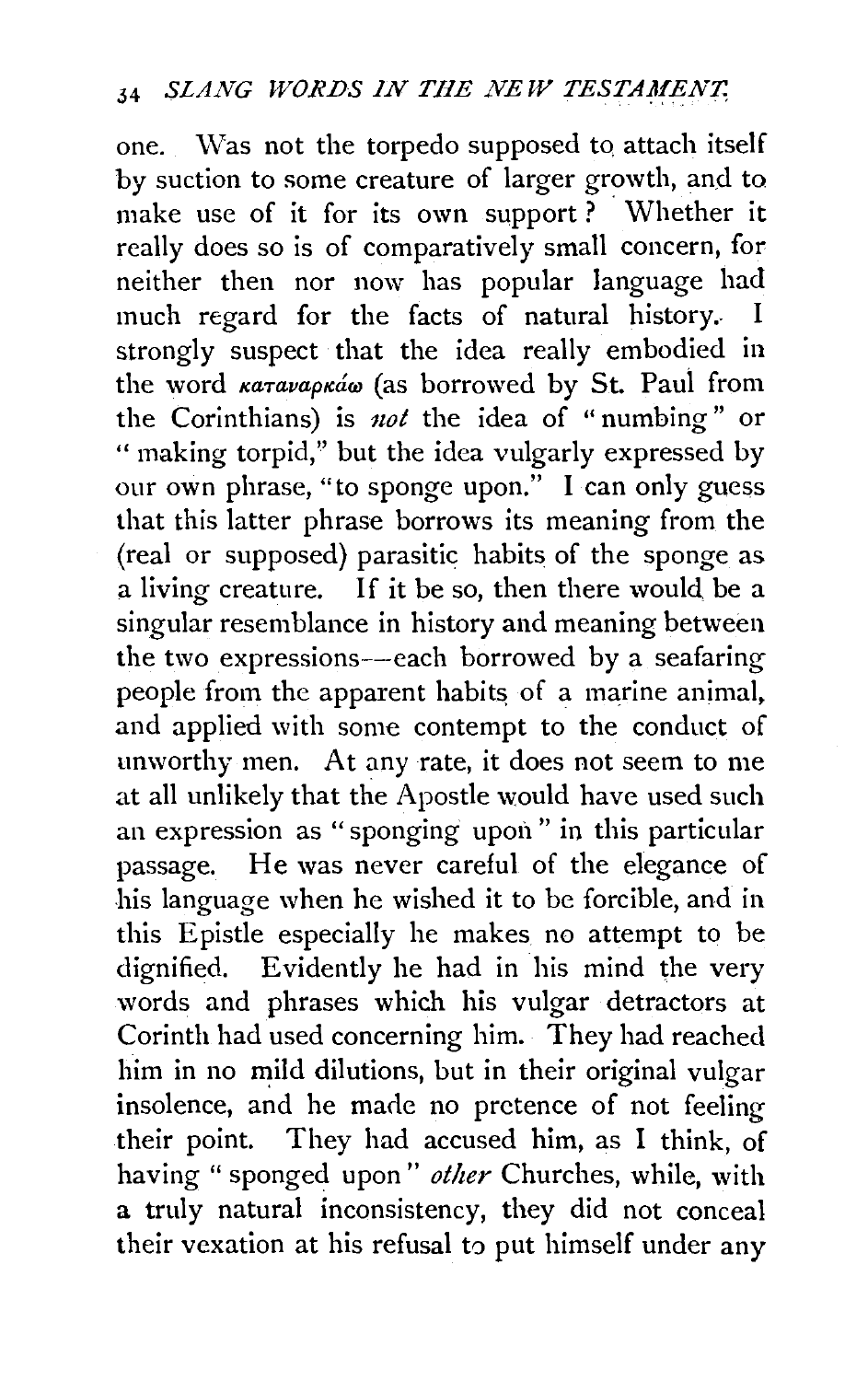one. Was not the torpedo supposed to attach itself by suction to some creature of larger growth, and to make use of it for its own support? Whether it really does so is of comparatively small concern, for neither then nor now has popular language had much regard for the facts of natural history. I strongly suspect that the idea really embodied in the word καταναρκάω (as borrowed by St. Paul from the Corinthians) is *not* the idea of "numbing" or "making torpid," but the idea vulgarly expressed by our own phrase, "to sponge upon." I can only guess that this latter phrase borrows its meaning from the (real or supposed) parasitic habits of the sponge as a living creature. If it be so, then there would be a singular resemblance in history and meaning between the two expressions—each borrowed by a seafaring people from the apparent habits of a marine animal, and applied with some contempt to the conduct of unworthy men. At any rate, it does not seem to me at all unlikely that the Apostle would have used such an expression as "sponging upon" in this particular passage. He was never careful of the elegance of his language when he wished it to be forcible, and in this Epistle especially he makes no attempt to be dignified. Evidently he had in his mind the very words and phrases which his vulgar detractors at Corinth had used concerning him. They had reached him in no mild dilutions, but in their original vulgar insolence, and he made no pretence of not feeling their point. They had accused him, as I think, of having "sponged upon" *other* Churches, while, with a truly natural inconsistency, they did not conceal their vexation at his refusal to put himself under any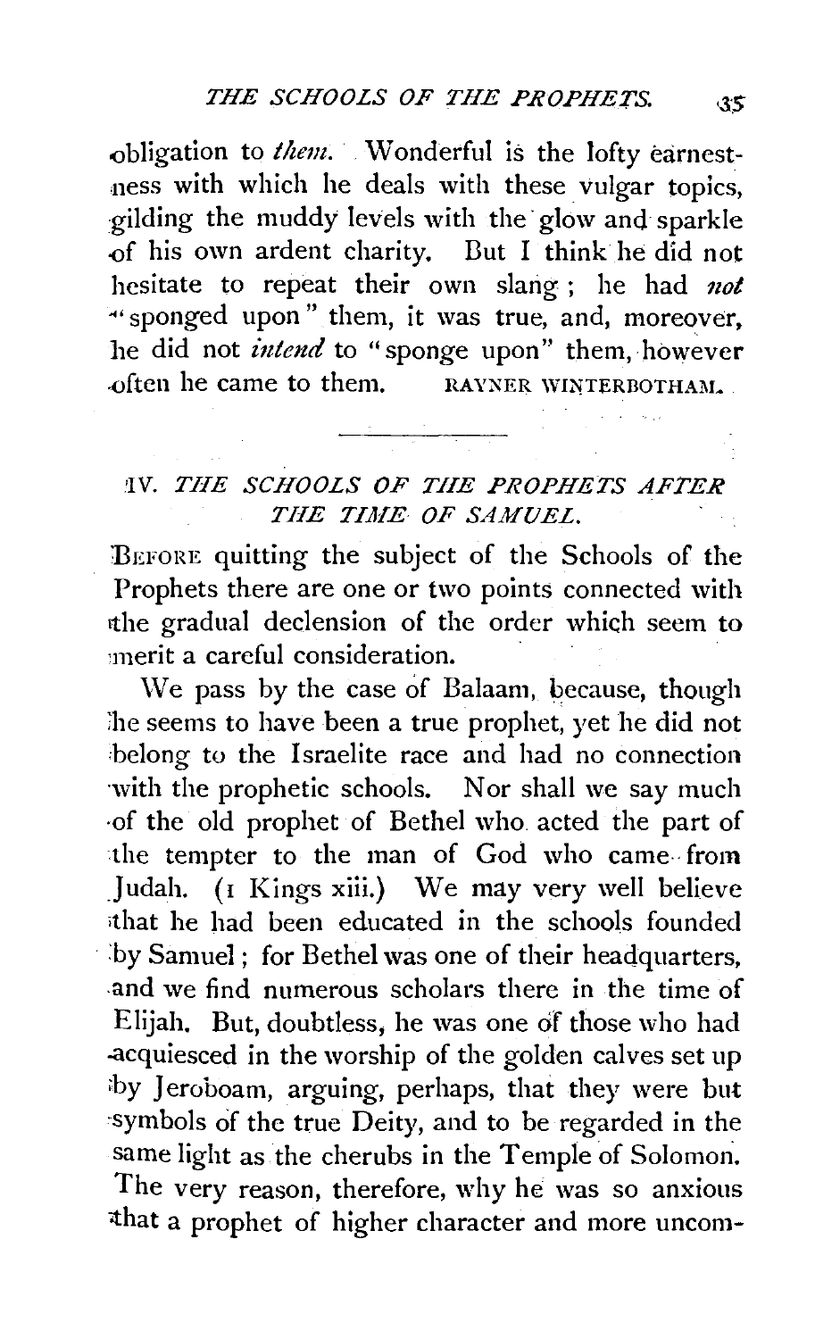obligation to *them*. Wonderful is the lofty earnestness with which he deals with these vulgar topics, gilding the muddy levels with the glow and sparkle of his own ardent charity. But I think he did not hesitate to repeat their own slang; he had *not* "sponged upon" them, it was true, and, moreover, he did not *intend* to "sponge upon" them, however often he came to them. RAYNER WINTERBOTHAM.

---

## IV. *THE SCHOOLS OF THE PROPHETS AFTER THE TIME OF SAMUEL.*

BEFORE quitting the subject of the Schools of the Prophets there are one or two points connected with the gradual declension of the order which seem to merit a careful consideration.

We pass by the case of Balaam, because, though he seems to have been a true prophet, yet he did not belong to the Israelite race and had no connection with the prophetic schools. Nor shall we say much of the old prophet of Bethel who acted the part of the tempter to the man of God who came from Judah. (1 Kings xiii.) We may very well believe that he had been educated in the schools founded by Samuel; for Bethel was one of their headquarters, and we find numerous scholars there in the time of Elijah. But, doubtless, he was one of those who had acquiesced in the worship of the golden calves set up by Jeroboam, arguing, perhaps, that they were but symbols of the true Deity, and to be regarded in the same light as the cherubs in the Temple of Solomon. The very reason, therefore, why he was so anxious that a prophet of higher character and more uncom-